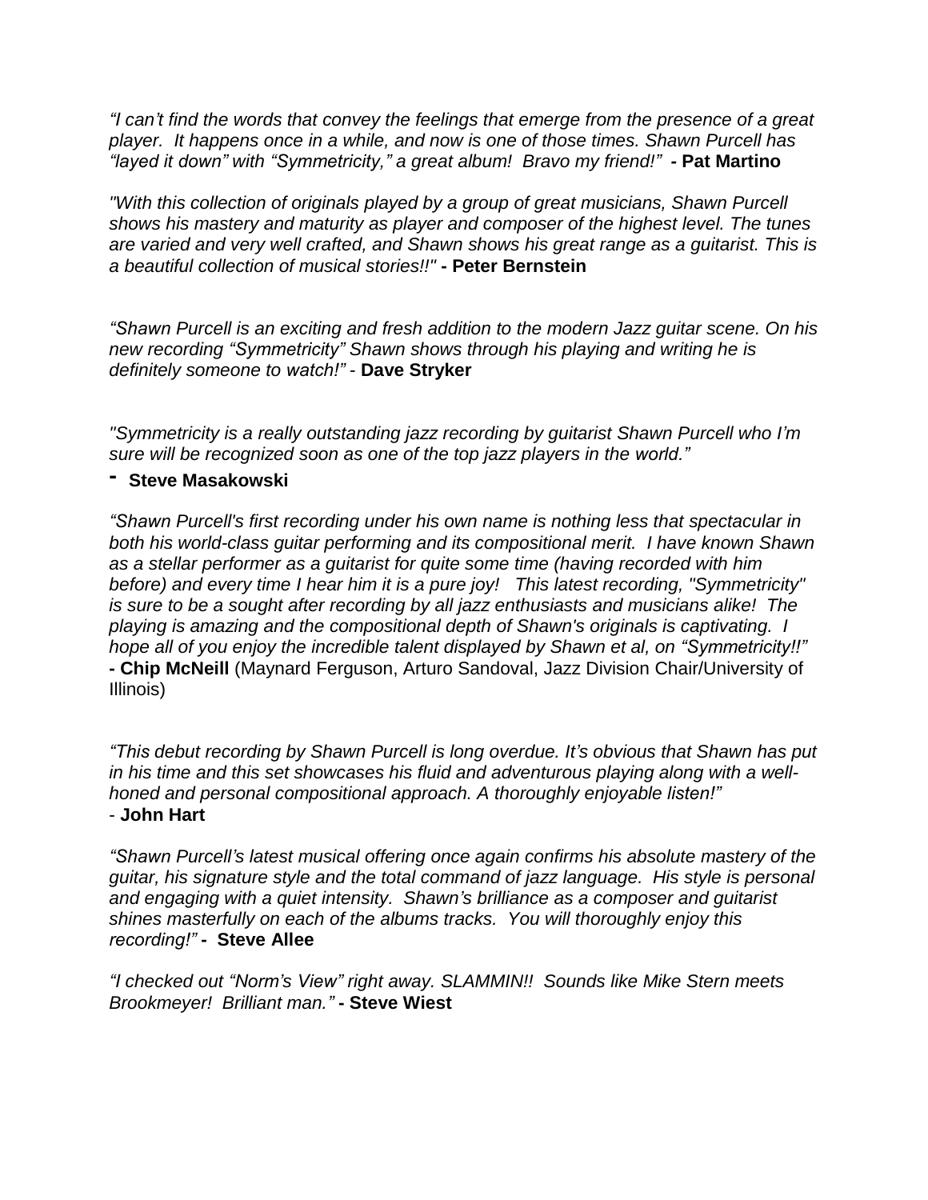*"I can't find the words that convey the feelings that emerge from the presence of a great player. It happens once in a while, and now is one of those times. Shawn Purcell has "layed it down" with "Symmetricity," a great album! Bravo my friend!"* **- Pat Martino**

*"With this collection of originals played by a group of great musicians, Shawn Purcell shows his mastery and maturity as player and composer of the highest level. The tunes are varied and very well crafted, and Shawn shows his great range as a guitarist. This is a beautiful collection of musical stories!!"* **- Peter Bernstein**

*"Shawn Purcell is an exciting and fresh addition to the modern Jazz guitar scene. On his new recording "Symmetricity" Shawn shows through his playing and writing he is definitely someone to watch!"* - **Dave Stryker**

*"Symmetricity is a really outstanding jazz recording by guitarist Shawn Purcell who I'm sure will be recognized soon as one of the top jazz players in the world."*

**- Steve Masakowski**

*"Shawn Purcell's first recording under his own name is nothing less that spectacular in both his world-class guitar performing and its compositional merit. I have known Shawn as a stellar performer as a guitarist for quite some time (having recorded with him before) and every time I hear him it is a pure joy! This latest recording, "Symmetricity" is sure to be a sought after recording by all jazz enthusiasts and musicians alike! The playing is amazing and the compositional depth of Shawn's originals is captivating. I hope all of you enjoy the incredible talent displayed by Shawn et al, on "Symmetricity!!"* **- Chip McNeill** (Maynard Ferguson, Arturo Sandoval, Jazz Division Chair/University of Illinois)

*"This debut recording by Shawn Purcell is long overdue. It's obvious that Shawn has put in his time and this set showcases his fluid and adventurous playing along with a well-honed and personal compositional approach. A thoroughly enjoyable listen!"*
- **John Hart**

*"Shawn Purcell's latest musical offering once again confirms his absolute mastery of the guitar, his signature style and the total command of jazz language. His style is personal and engaging with a quiet intensity. Shawn's brilliance as a composer and guitarist shines masterfully on each of the albums tracks. You will thoroughly enjoy this recording!"* **- Steve Allee**

*"I checked out "Norm's View" right away. SLAMMIN!! Sounds like Mike Stern meets Brookmeyer! Brilliant man."* **- Steve Wiest**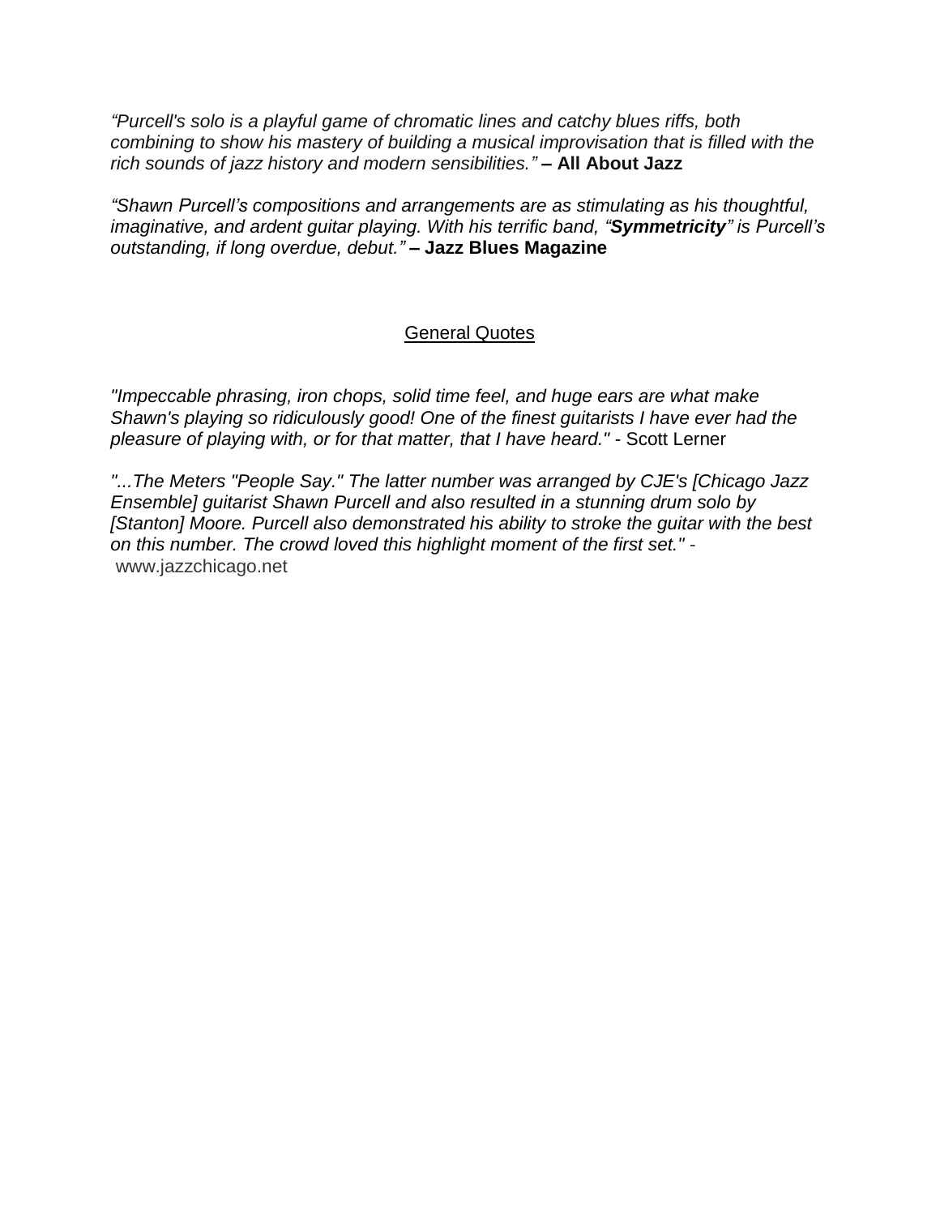*“Purcell's solo is a playful game of chromatic lines and catchy blues riffs, both combining to show his mastery of building a musical improvisation that is filled with the rich sounds of jazz history and modern sensibilities.”* **– All About Jazz**

*“Shawn Purcell’s compositions and arrangements are as stimulating as his thoughtful, imaginative, and ardent guitar playing. With his terrific band, “**Symmetricity**” is Purcell’s outstanding, if long overdue, debut.”* **– Jazz Blues Magazine**

<u>General Quotes</u>

*"Impeccable phrasing, iron chops, solid time feel, and huge ears are what make Shawn's playing so ridiculously good! One of the finest guitarists I have ever had the pleasure of playing with, or for that matter, that I have heard."* - Scott Lerner

*"...The Meters "People Say." The latter number was arranged by CJE's [Chicago Jazz Ensemble] guitarist Shawn Purcell and also resulted in a stunning drum solo by [Stanton] Moore. Purcell also demonstrated his ability to stroke the guitar with the best on this number. The crowd loved this highlight moment of the first set."* - www.jazzchicago.net